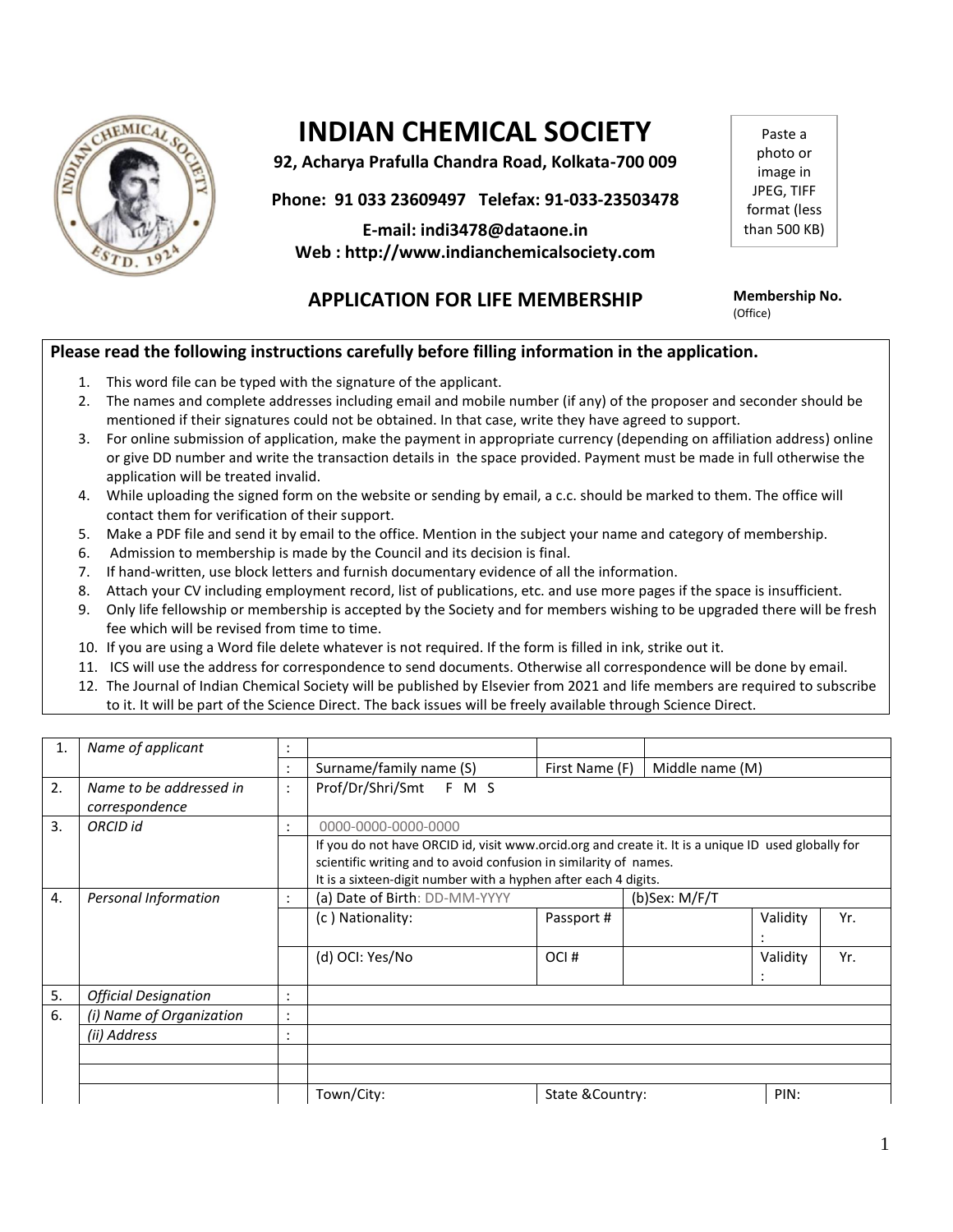# INDIAN CHEMICAL SOCIETY

**92, Acharya Prafulla Chandra Road, Kolkata-700 009**

**Phone: 91 033 23609497 Telefax: 91-033-23503478**

**E-mail: indi3478@dataone.in**
**Web : http://www.indianchemicalsociety.com**

Paste a photo or image in JPEG, TIFF format (less than 500 KB)

## APPLICATION FOR LIFE MEMBERSHIP

**Membership No.**
(Office)

**Please read the following instructions carefully before filling information in the application.**

1. This word file can be typed with the signature of the applicant.
2. The names and complete addresses including email and mobile number (if any) of the proposer and seconder should be mentioned if their signatures could not be obtained. In that case, write they have agreed to support.
3. For online submission of application, make the payment in appropriate currency (depending on affiliation address) online or give DD number and write the transaction details in the space provided. Payment must be made in full otherwise the application will be treated invalid.
4. While uploading the signed form on the website or sending by email, a c.c. should be marked to them. The office will contact them for verification of their support.
5. Make a PDF file and send it by email to the office. Mention in the subject your name and category of membership.
6. Admission to membership is made by the Council and its decision is final.
7. If hand-written, use block letters and furnish documentary evidence of all the information.
8. Attach your CV including employment record, list of publications, etc. and use more pages if the space is insufficient.
9. Only life fellowship or membership is accepted by the Society and for members wishing to be upgraded there will be fresh fee which will be revised from time to time.
10. If you are using a Word file delete whatever is not required. If the form is filled in ink, strike out it.
11. ICS will use the address for correspondence to send documents. Otherwise all correspondence will be done by email.
12. The Journal of Indian Chemical Society will be published by Elsevier from 2021 and life members are required to subscribe to it. It will be part of the Science Direct. The back issues will be freely available through Science Direct.

| | | | | | | | |
|---|---|---|---|---|---|---|---|
| 1. | *Name of applicant* | : | | | | | |
| | | : | Surname/family name (S) | First Name (F) | Middle name (M) | | |
| 2. | *Name to be addressed in correspondence* | : | Prof/Dr/Shri/Smt F M S | | | | |
| 3. | *ORCID id* | : | 0000-0000-0000-0000 | | | | |
| | | | If you do not have ORCID id, visit www.orcid.org and create it. It is a unique ID used globally for scientific writing and to avoid confusion in similarity of names. It is a sixteen-digit number with a hyphen after each 4 digits. | | | | |
| 4. | *Personal Information* | : | (a) Date of Birth: DD-MM-YYYY | | (b)Sex: M/F/T | | |
| | | | (c ) Nationality: | Passport # | | Validity : | Yr. |
| | | | (d) OCI: Yes/No | OCI # | | Validity : | Yr. |
| 5. | *Official Designation* | : | | | | | |
| 6. | *(i) Name of Organization* | : | | | | | |
| | *(ii) Address* | : | | | | | |
| | | | | | | | |
| | | | | | | | |
| | | | Town/City: | State &Country: | | PIN: | |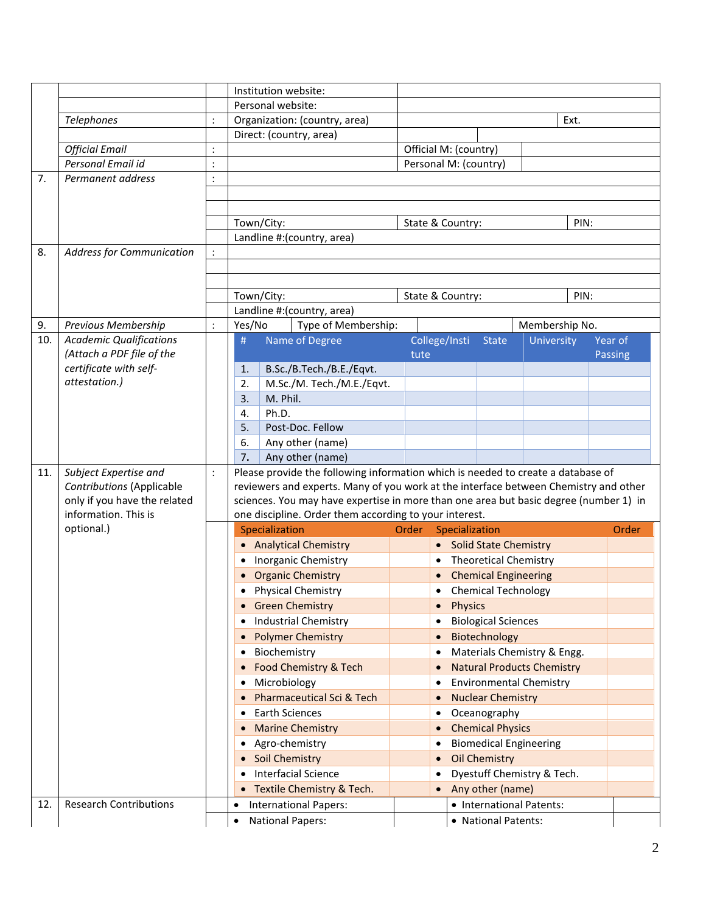| | | | | |
|---|---|---|---|---|
| | | | Institution website: | |
| | | | Personal website: | |
| | *Telephones* | : | Organization: (country, area) | Ext. |
| | | | Direct: (country, area) | |
| | *Official Email* | : | | Official M: (country) |
| | *Personal Email id* | : | | Personal M: (country) |
| 7. | *Permanent address* | : | | |
| | | | | |
| | | | | |
| | | | Town/City: | State & Country: PIN: |
| | | | Landline #:(country, area) | |
| 8. | *Address for Communication* | : | | |
| | | | | |
| | | | | |
| | | | Town/City: | State & Country: PIN: |
| | | | Landline #:(country, area) | |
| 9. | *Previous Membership* | : | Yes/No Type of Membership: | Membership No. |

10. *Academic Qualifications (Attach a PDF file of the certificate with self-attestation.)*

| # | Name of Degree | College/Institute | State | University | Year of Passing |
|---|---|---|---|---|---|
| 1. | B.Sc./B.Tech./B.E./Eqvt. | | | | |
| 2. | M.Sc./M. Tech./M.E./Eqvt. | | | | |
| 3. | M. Phil. | | | | |
| 4. | Ph.D. | | | | |
| 5. | Post-Doc. Fellow | | | | |
| 6. | Any other (name) | | | | |
| 7. | Any other (name) | | | | |

11. *Subject Expertise and Contributions* (Applicable only if you have the related information. This is optional.) :

Please provide the following information which is needed to create a database of reviewers and experts. Many of you work at the interface between Chemistry and other sciences. You may have expertise in more than one area but basic degree (number 1) in one discipline. Order them according to your interest.

| Specialization | Order | Specialization | Order |
|---|---|---|---|
| • Analytical Chemistry | | • Solid State Chemistry | |
| • Inorganic Chemistry | | • Theoretical Chemistry | |
| • Organic Chemistry | | • Chemical Engineering | |
| • Physical Chemistry | | • Chemical Technology | |
| • Green Chemistry | | • Physics | |
| • Industrial Chemistry | | • Biological Sciences | |
| • Polymer Chemistry | | • Biotechnology | |
| • Biochemistry | | • Materials Chemistry & Engg. | |
| • Food Chemistry & Tech | | • Natural Products Chemistry | |
| • Microbiology | | • Environmental Chemistry | |
| • Pharmaceutical Sci & Tech | | • Nuclear Chemistry | |
| • Earth Sciences | | • Oceanography | |
| • Marine Chemistry | | • Chemical Physics | |
| • Agro-chemistry | | • Biomedical Engineering | |
| • Soil Chemistry | | • Oil Chemistry | |
| • Interfacial Science | | • Dyestuff Chemistry & Tech. | |
| • Textile Chemistry & Tech. | | • Any other (name) | |

12. Research Contributions

| | | | |
|---|---|---|---|
| • International Papers: | | • International Patents: | |
| • National Papers: | | • National Patents: | |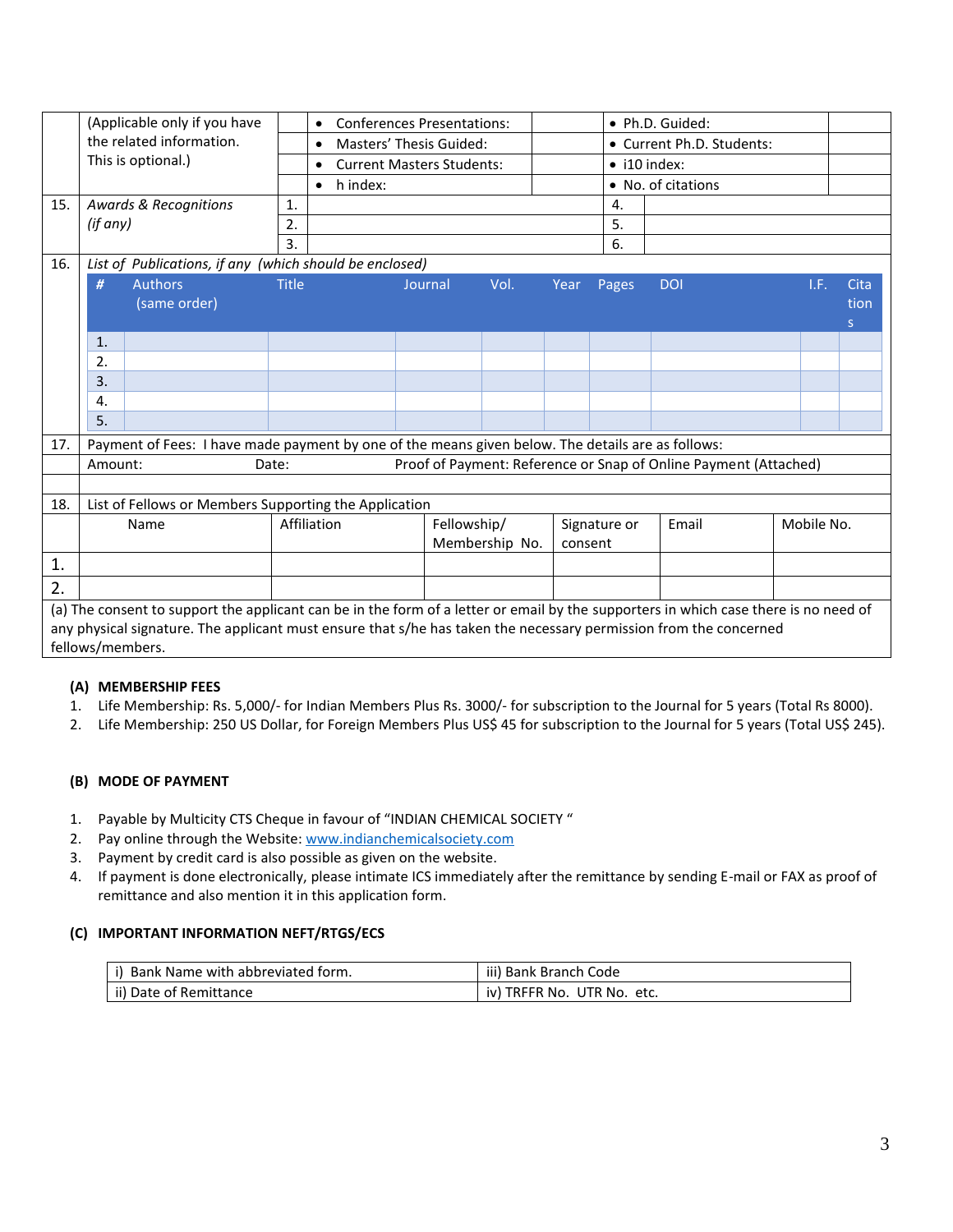| | (Applicable only if you have the related information. This is optional.) | | • Conferences Presentations: | | • Ph.D. Guided: | |
|---|---|---|---|---|---|---|
| | | | • Masters' Thesis Guided: | | • Current Ph.D. Students: | |
| | | | • Current Masters Students: | | • i10 index: | |
| | | | • h index: | | • No. of citations | |
| 15. | *Awards & Recognitions (if any)* | 1. | | 4. | | |
| | | 2. | | 5. | | |
| | | 3. | | 6. | | |

16. *List of Publications, if any (which should be enclosed)*

| # | Authors (same order) | Title | Journal | Vol. | Year | Pages | DOI | I.F. | Citations |
|---|---|---|---|---|---|---|---|---|---|
| 1. | | | | | | | | | |
| 2. | | | | | | | | | |
| 3. | | | | | | | | | |
| 4. | | | | | | | | | |
| 5. | | | | | | | | | |

17. Payment of Fees: I have made payment by one of the means given below. The details are as follows:

Amount: Date: Proof of Payment: Reference or Snap of Online Payment (Attached)

18. List of Fellows or Members Supporting the Application

| | Name | Affiliation | Fellowship/ Membership No. | Signature or consent | Email | Mobile No. |
|---|---|---|---|---|---|---|
| 1. | | | | | | |
| 2. | | | | | | |

(a) The consent to support the applicant can be in the form of a letter or email by the supporters in which case there is no need of any physical signature. The applicant must ensure that s/he has taken the necessary permission from the concerned fellows/members.

**(A) MEMBERSHIP FEES**

1. Life Membership: Rs. 5,000/- for Indian Members Plus Rs. 3000/- for subscription to the Journal for 5 years (Total Rs 8000).
2. Life Membership: 250 US Dollar, for Foreign Members Plus US$ 45 for subscription to the Journal for 5 years (Total US$ 245).

**(B) MODE OF PAYMENT**

1. Payable by Multicity CTS Cheque in favour of "INDIAN CHEMICAL SOCIETY "
2. Pay online through the Website: www.indianchemicalsociety.com
3. Payment by credit card is also possible as given on the website.
4. If payment is done electronically, please intimate ICS immediately after the remittance by sending E-mail or FAX as proof of remittance and also mention it in this application form.

**(C) IMPORTANT INFORMATION NEFT/RTGS/ECS**

| i) Bank Name with abbreviated form. | iii) Bank Branch Code |
|---|---|
| ii) Date of Remittance | iv) TRFFR No. UTR No. etc. |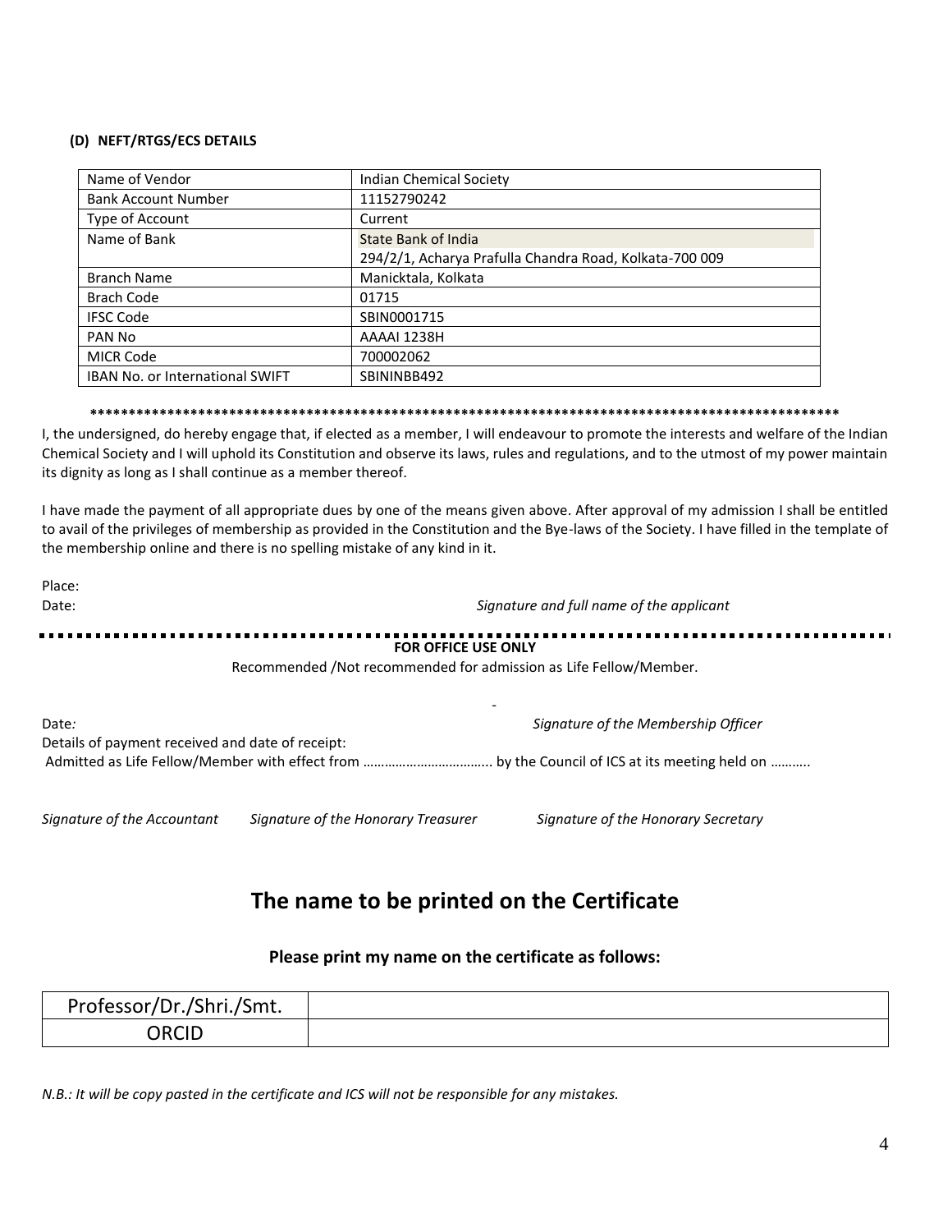#### (D) NEFT/RTGS/ECS DETAILS

| | |
|---|---|
| Name of Vendor | Indian Chemical Society |
| Bank Account Number | 11152790242 |
| Type of Account | Current |
| Name of Bank | State Bank of India<br>294/2/1, Acharya Prafulla Chandra Road, Kolkata-700 009 |
| Branch Name | Manicktala, Kolkata |
| Brach Code | 01715 |
| IFSC Code | SBIN0001715 |
| PAN No | AAAAI 1238H |
| MICR Code | 700002062 |
| IBAN No. or International SWIFT | SBININBB492 |

****************************************************************************************************

I, the undersigned, do hereby engage that, if elected as a member, I will endeavour to promote the interests and welfare of the Indian Chemical Society and I will uphold its Constitution and observe its laws, rules and regulations, and to the utmost of my power maintain its dignity as long as I shall continue as a member thereof.

I have made the payment of all appropriate dues by one of the means given above. After approval of my admission I shall be entitled to avail of the privileges of membership as provided in the Constitution and the Bye-laws of the Society. I have filled in the template of the membership online and there is no spelling mistake of any kind in it.

Place:

Date: *Signature and full name of the applicant*

**FOR OFFICE USE ONLY**

Recommended /Not recommended for admission as Life Fellow/Member.

Date*:* *Signature of the Membership Officer*

Details of payment received and date of receipt:

Admitted as Life Fellow/Member with effect from …………………………….. by the Council of ICS at its meeting held on ………..

*Signature of the Accountant* *Signature of the Honorary Treasurer* *Signature of the Honorary Secretary*

# The name to be printed on the Certificate

### Please print my name on the certificate as follows:

| | |
|---|---|
| Professor/Dr./Shri./Smt. | |
| ORCID | |

*N.B.: It will be copy pasted in the certificate and ICS will not be responsible for any mistakes.*